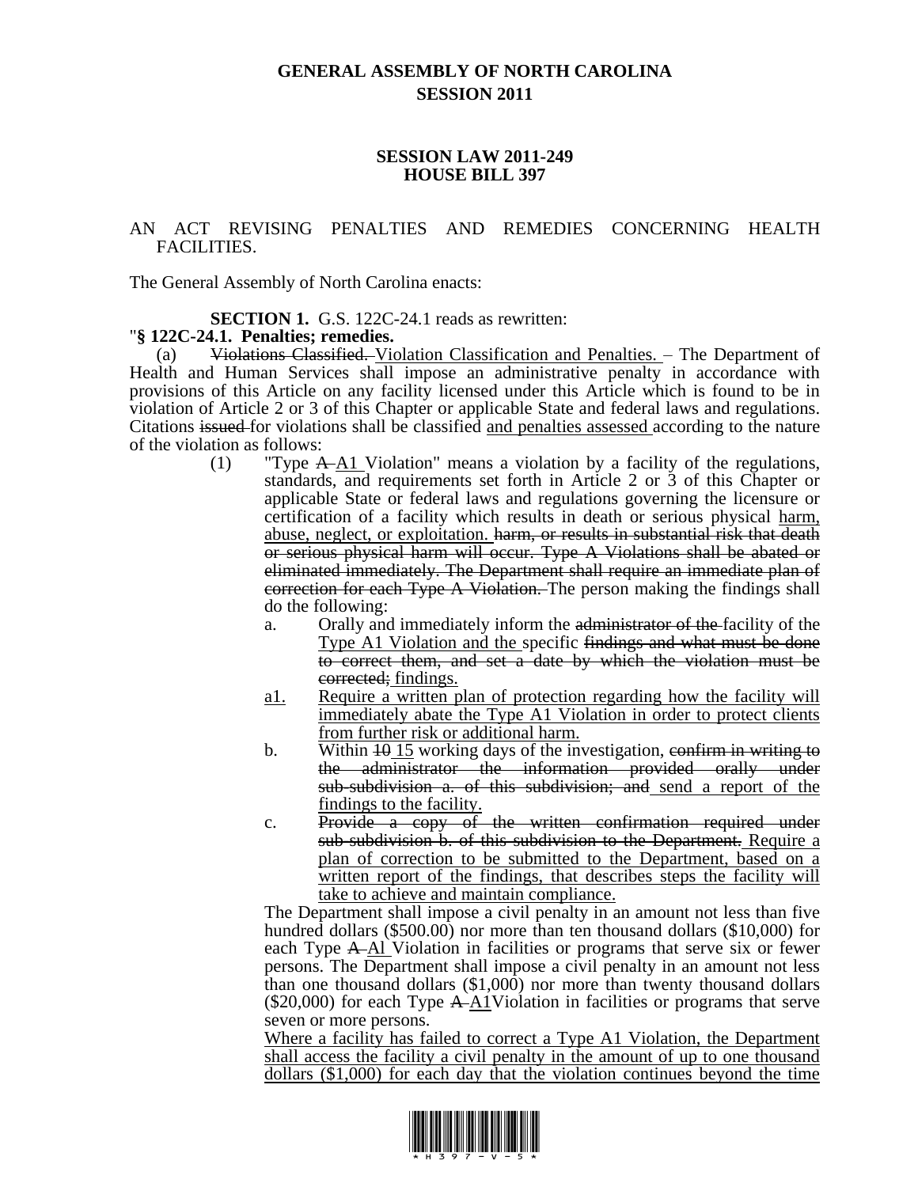# GENERAL ASSEMBLY OF NORTH CAROLINA
# SESSION 2011

## SESSION LAW 2011-249
## HOUSE BILL 397

AN ACT REVISING PENALTIES AND REMEDIES CONCERNING HEALTH FACILITIES.

The General Assembly of North Carolina enacts:

**SECTION 1.** G.S. 122C-24.1 reads as rewritten:

"**§ 122C-24.1. Penalties; remedies.**

(a) ~~Violations Classified.~~ Violation Classification and Penalties. – The Department of Health and Human Services shall impose an administrative penalty in accordance with provisions of this Article on any facility licensed under this Article which is found to be in violation of Article 2 or 3 of this Chapter or applicable State and federal laws and regulations. Citations ~~issued~~ for violations shall be classified and penalties assessed according to the nature of the violation as follows:

(1) "Type ~~A~~ A1 Violation" means a violation by a facility of the regulations, standards, and requirements set forth in Article 2 or 3 of this Chapter or applicable State or federal laws and regulations governing the licensure or certification of a facility which results in death or serious physical harm, abuse, neglect, or exploitation. ~~harm, or results in substantial risk that death or serious physical harm will occur. Type A Violations shall be abated or eliminated immediately. The Department shall require an immediate plan of correction for each Type A Violation.~~ The person making the findings shall do the following:

a. Orally and immediately inform the ~~administrator of the~~ facility of the Type A1 Violation and the specific ~~findings and what must be done to correct them, and set a date by which the violation must be corrected;~~ findings.

a1. Require a written plan of protection regarding how the facility will immediately abate the Type A1 Violation in order to protect clients from further risk or additional harm.

b. Within ~~10~~ 15 working days of the investigation, ~~confirm in writing to the administrator the information provided orally under sub-subdivision a. of this subdivision; and~~ send a report of the findings to the facility.

c. ~~Provide a copy of the written confirmation required under sub-subdivision b. of this subdivision to the Department.~~ Require a plan of correction to be submitted to the Department, based on a written report of the findings, that describes steps the facility will take to achieve and maintain compliance.

The Department shall impose a civil penalty in an amount not less than five hundred dollars ($500.00) nor more than ten thousand dollars ($10,000) for each Type ~~A~~ Al Violation in facilities or programs that serve six or fewer persons. The Department shall impose a civil penalty in an amount not less than one thousand dollars ($1,000) nor more than twenty thousand dollars ($20,000) for each Type ~~A~~ A1Violation in facilities or programs that serve seven or more persons.

Where a facility has failed to correct a Type A1 Violation, the Department shall access the facility a civil penalty in the amount of up to one thousand dollars ($1,000) for each day that the violation continues beyond the time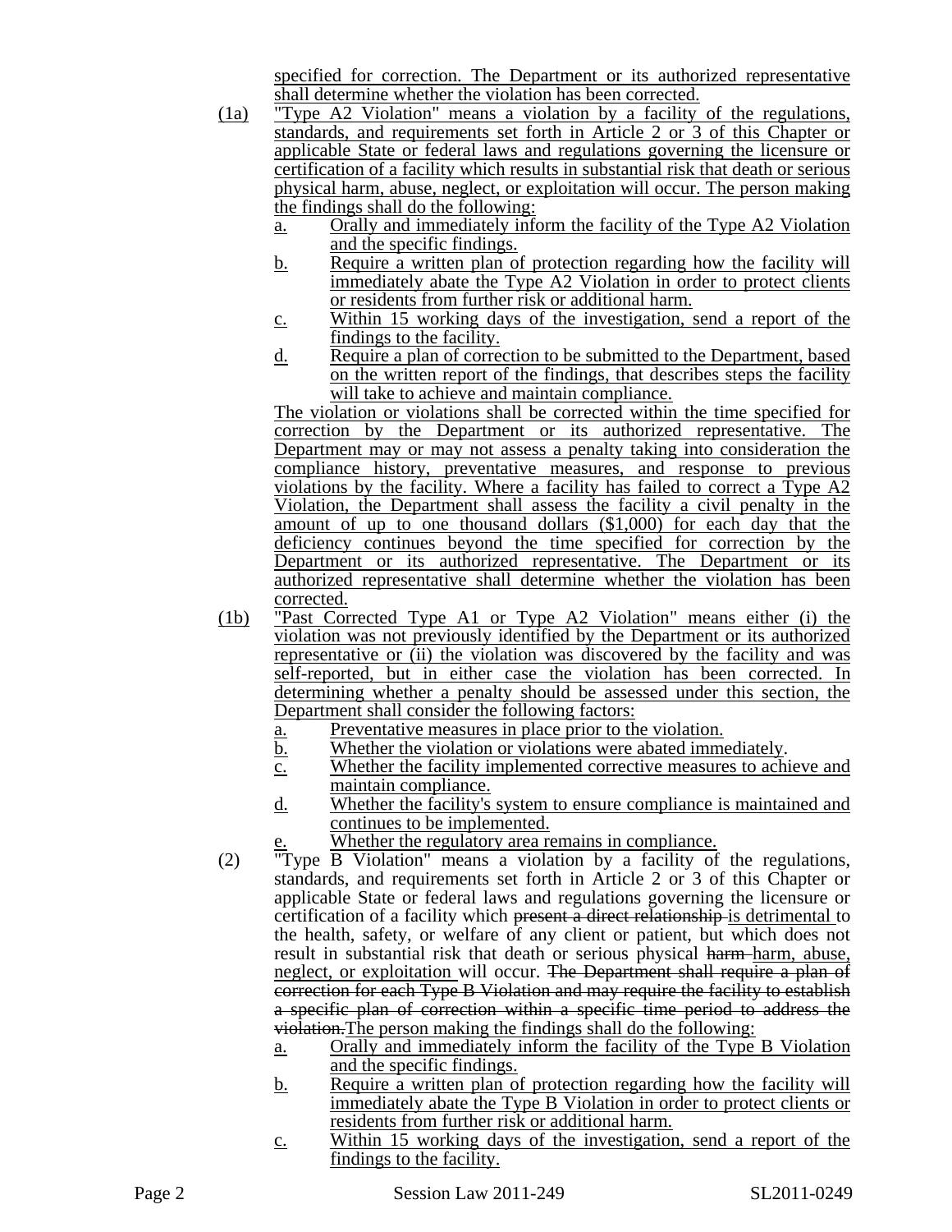specified for correction. The Department or its authorized representative shall determine whether the violation has been corrected.

(1a) "Type A2 Violation" means a violation by a facility of the regulations, standards, and requirements set forth in Article 2 or 3 of this Chapter or applicable State or federal laws and regulations governing the licensure or certification of a facility which results in substantial risk that death or serious physical harm, abuse, neglect, or exploitation will occur. The person making the findings shall do the following:

a. Orally and immediately inform the facility of the Type A2 Violation and the specific findings.
b. Require a written plan of protection regarding how the facility will immediately abate the Type A2 Violation in order to protect clients or residents from further risk or additional harm.
c. Within 15 working days of the investigation, send a report of the findings to the facility.
d. Require a plan of correction to be submitted to the Department, based on the written report of the findings, that describes steps the facility will take to achieve and maintain compliance.

The violation or violations shall be corrected within the time specified for correction by the Department or its authorized representative. The Department may or may not assess a penalty taking into consideration the compliance history, preventative measures, and response to previous violations by the facility. Where a facility has failed to correct a Type A2 Violation, the Department shall assess the facility a civil penalty in the amount of up to one thousand dollars ($1,000) for each day that the deficiency continues beyond the time specified for correction by the Department or its authorized representative. The Department or its authorized representative shall determine whether the violation has been corrected.

(1b) "Past Corrected Type A1 or Type A2 Violation" means either (i) the violation was not previously identified by the Department or its authorized representative or (ii) the violation was discovered by the facility and was self-reported, but in either case the violation has been corrected. In determining whether a penalty should be assessed under this section, the Department shall consider the following factors:

a. Preventative measures in place prior to the violation.
b. Whether the violation or violations were abated immediately.
c. Whether the facility implemented corrective measures to achieve and maintain compliance.
d. Whether the facility's system to ensure compliance is maintained and continues to be implemented.
e. Whether the regulatory area remains in compliance.

(2) "Type B Violation" means a violation by a facility of the regulations, standards, and requirements set forth in Article 2 or 3 of this Chapter or applicable State or federal laws and regulations governing the licensure or certification of a facility which ~~present a direct relationship~~ is detrimental to the health, safety, or welfare of any client or patient, but which does not result in substantial risk that death or serious physical ~~harm~~ harm, abuse, neglect, or exploitation will occur. ~~The Department shall require a plan of correction for each Type B Violation and may require the facility to establish a specific plan of correction within a specific time period to address the violation.~~The person making the findings shall do the following:

a. Orally and immediately inform the facility of the Type B Violation and the specific findings.
b. Require a written plan of protection regarding how the facility will immediately abate the Type B Violation in order to protect clients or residents from further risk or additional harm.
c. Within 15 working days of the investigation, send a report of the findings to the facility.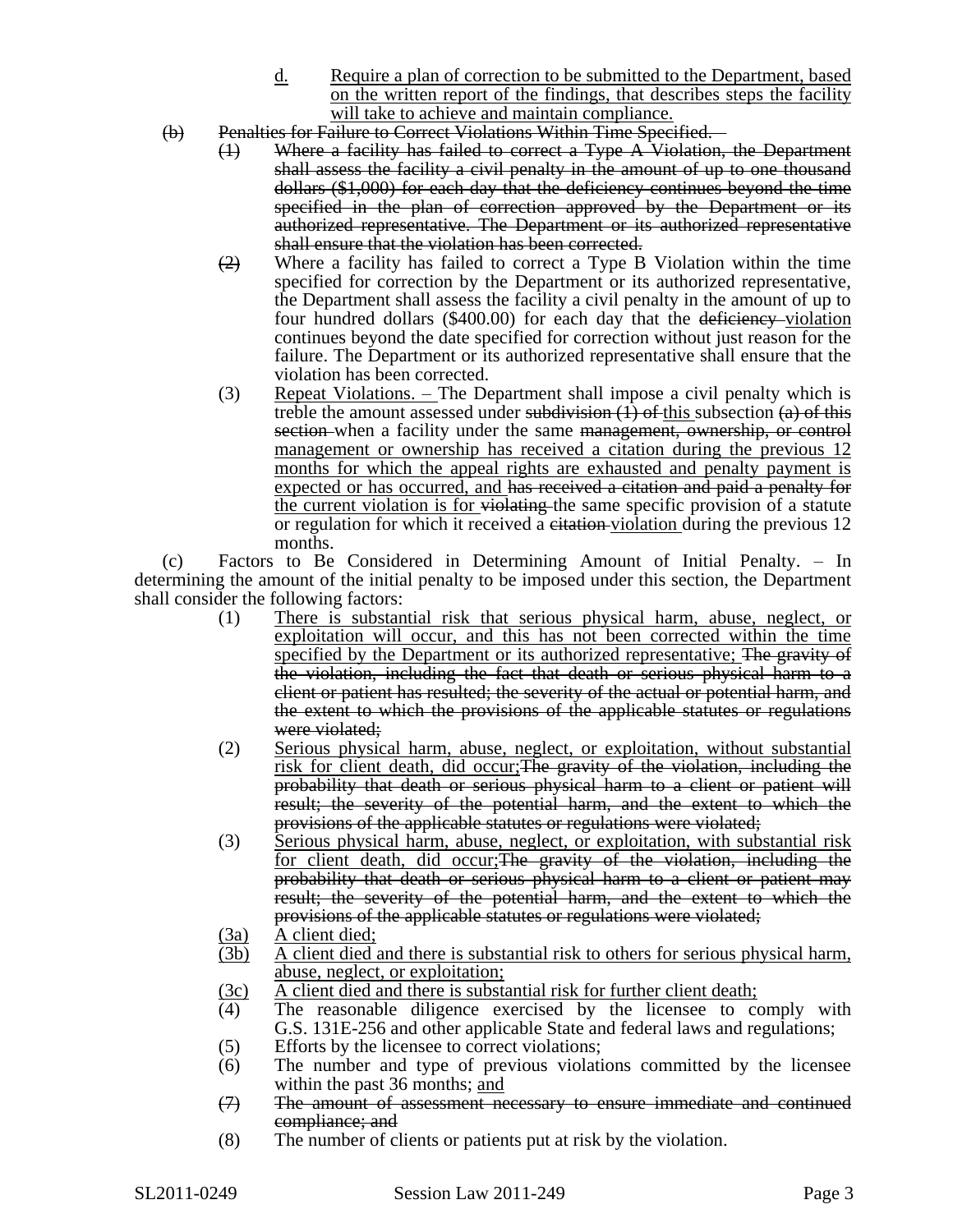d. Require a plan of correction to be submitted to the Department, based on the written report of the findings, that describes steps the facility will take to achieve and maintain compliance.

(b) ~~Penalties for Failure to Correct Violations Within Time Specified. –~~

~~(1) Where a facility has failed to correct a Type A Violation, the Department shall assess the facility a civil penalty in the amount of up to one thousand dollars ($1,000) for each day that the deficiency continues beyond the time specified in the plan of correction approved by the Department or its authorized representative. The Department or its authorized representative shall ensure that the violation has been corrected.~~

~~(2)~~ Where a facility has failed to correct a Type B Violation within the time specified for correction by the Department or its authorized representative, the Department shall assess the facility a civil penalty in the amount of up to four hundred dollars ($400.00) for each day that the ~~deficiency~~ violation continues beyond the date specified for correction without just reason for the failure. The Department or its authorized representative shall ensure that the violation has been corrected.

(3) Repeat Violations. – The Department shall impose a civil penalty which is treble the amount assessed under ~~subdivision (1) of~~ this subsection ~~(a) of this section~~ when a facility under the same ~~management, ownership, or control~~ management or ownership has received a citation during the previous 12 months for which the appeal rights are exhausted and penalty payment is expected or has occurred, and ~~has received a citation and paid a penalty for~~ the current violation is for ~~violating~~ the same specific provision of a statute or regulation for which it received a ~~citation~~ violation during the previous 12 months.

(c) Factors to Be Considered in Determining Amount of Initial Penalty. – In determining the amount of the initial penalty to be imposed under this section, the Department shall consider the following factors:

(1) There is substantial risk that serious physical harm, abuse, neglect, or exploitation will occur, and this has not been corrected within the time specified by the Department or its authorized representative; ~~The gravity of the violation, including the fact that death or serious physical harm to a client or patient has resulted; the severity of the actual or potential harm, and the extent to which the provisions of the applicable statutes or regulations were violated;~~

(2) Serious physical harm, abuse, neglect, or exploitation, without substantial risk for client death, did occur;~~The gravity of the violation, including the probability that death or serious physical harm to a client or patient will result; the severity of the potential harm, and the extent to which the provisions of the applicable statutes or regulations were violated;~~

(3) Serious physical harm, abuse, neglect, or exploitation, with substantial risk for client death, did occur;~~The gravity of the violation, including the probability that death or serious physical harm to a client or patient may result; the severity of the potential harm, and the extent to which the provisions of the applicable statutes or regulations were violated;~~

(3a) A client died;

(3b) A client died and there is substantial risk to others for serious physical harm, abuse, neglect, or exploitation;

(3c) A client died and there is substantial risk for further client death;

(4) The reasonable diligence exercised by the licensee to comply with G.S. 131E-256 and other applicable State and federal laws and regulations;

(5) Efforts by the licensee to correct violations;

(6) The number and type of previous violations committed by the licensee within the past 36 months; and

~~(7) The amount of assessment necessary to ensure immediate and continued compliance; and~~

(8) The number of clients or patients put at risk by the violation.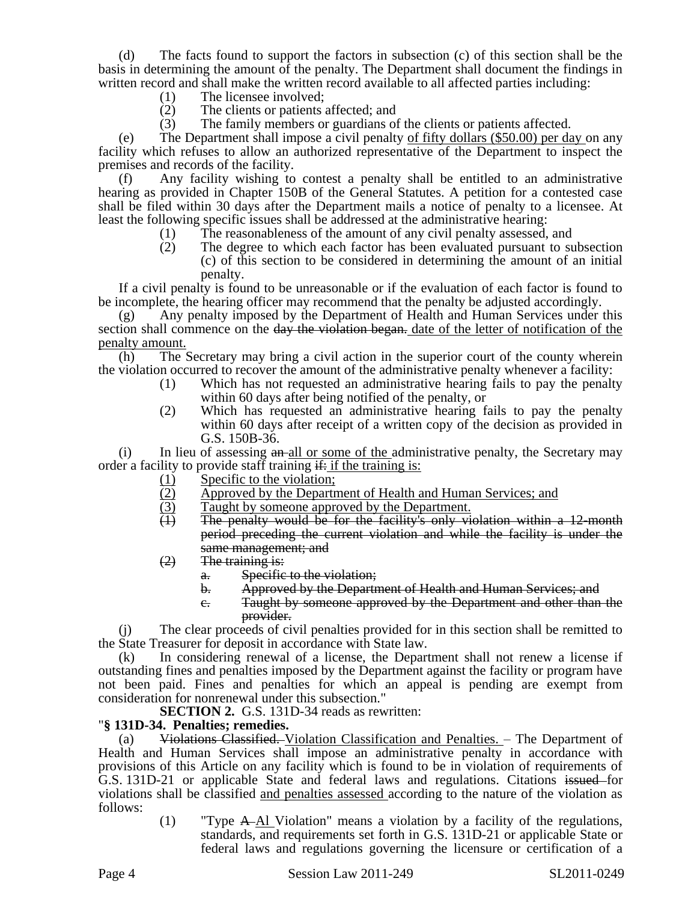(d) The facts found to support the factors in subsection (c) of this section shall be the basis in determining the amount of the penalty. The Department shall document the findings in written record and shall make the written record available to all affected parties including:

(1) The licensee involved;

(2) The clients or patients affected; and

(3) The family members or guardians of the clients or patients affected.

(e) The Department shall impose a civil penalty of fifty dollars ($50.00) per day on any facility which refuses to allow an authorized representative of the Department to inspect the premises and records of the facility.

(f) Any facility wishing to contest a penalty shall be entitled to an administrative hearing as provided in Chapter 150B of the General Statutes. A petition for a contested case shall be filed within 30 days after the Department mails a notice of penalty to a licensee. At least the following specific issues shall be addressed at the administrative hearing:

(1) The reasonableness of the amount of any civil penalty assessed, and

(2) The degree to which each factor has been evaluated pursuant to subsection (c) of this section to be considered in determining the amount of an initial penalty.

If a civil penalty is found to be unreasonable or if the evaluation of each factor is found to be incomplete, the hearing officer may recommend that the penalty be adjusted accordingly.

(g) Any penalty imposed by the Department of Health and Human Services under this section shall commence on the ~~day the violation began.~~ date of the letter of notification of the penalty amount.

(h) The Secretary may bring a civil action in the superior court of the county wherein the violation occurred to recover the amount of the administrative penalty whenever a facility:

(1) Which has not requested an administrative hearing fails to pay the penalty within 60 days after being notified of the penalty, or

(2) Which has requested an administrative hearing fails to pay the penalty within 60 days after receipt of a written copy of the decision as provided in G.S. 150B-36.

(i) In lieu of assessing ~~an~~ all or some of the administrative penalty, the Secretary may order a facility to provide staff training ~~if:~~ if the training is:

(1) Specific to the violation;

(2) Approved by the Department of Health and Human Services; and

(3) Taught by someone approved by the Department.

~~(1) The penalty would be for the facility's only violation within a 12-month period preceding the current violation and while the facility is under the same management; and~~

~~(2) The training is:~~

~~a. Specific to the violation;~~

~~b. Approved by the Department of Health and Human Services; and~~

~~c. Taught by someone approved by the Department and other than the provider.~~

(j) The clear proceeds of civil penalties provided for in this section shall be remitted to the State Treasurer for deposit in accordance with State law.

(k) In considering renewal of a license, the Department shall not renew a license if outstanding fines and penalties imposed by the Department against the facility or program have not been paid. Fines and penalties for which an appeal is pending are exempt from consideration for nonrenewal under this subsection."

**SECTION 2.** G.S. 131D-34 reads as rewritten:

"**§ 131D-34. Penalties; remedies.**

(a) ~~Violations Classified.~~ Violation Classification and Penalties. – The Department of Health and Human Services shall impose an administrative penalty in accordance with provisions of this Article on any facility which is found to be in violation of requirements of G.S. 131D-21 or applicable State and federal laws and regulations. Citations ~~issued~~ for violations shall be classified and penalties assessed according to the nature of the violation as follows:

(1) "Type ~~A~~ A1 Violation" means a violation by a facility of the regulations, standards, and requirements set forth in G.S. 131D-21 or applicable State or federal laws and regulations governing the licensure or certification of a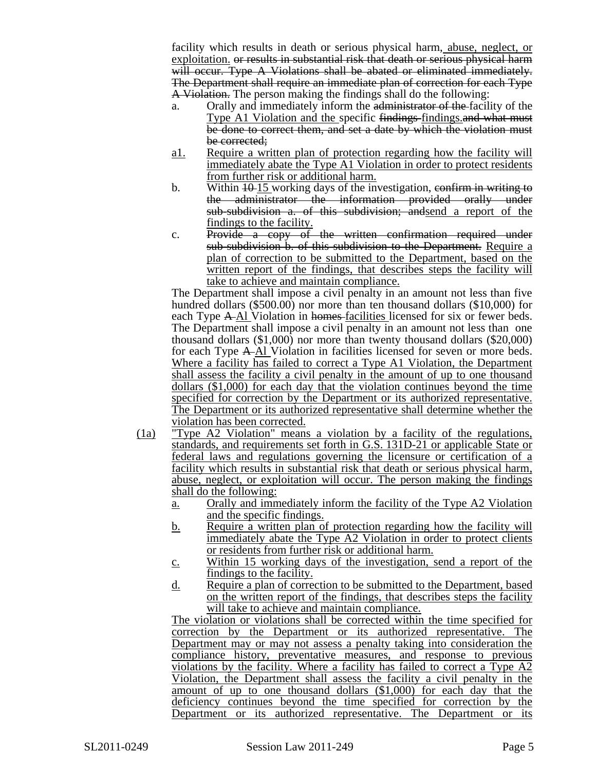facility which results in death or serious physical harm, abuse, neglect, or exploitation. ~~or results in substantial risk that death or serious physical harm will occur. Type A Violations shall be abated or eliminated immediately. The Department shall require an immediate plan of correction for each Type A Violation.~~ The person making the findings shall do the following:

a. Orally and immediately inform the ~~administrator of the~~ facility of the Type A1 Violation and the specific ~~findings~~ findings.~~and what must be done to correct them, and set a date by which the violation must be corrected;~~

a1. Require a written plan of protection regarding how the facility will immediately abate the Type A1 Violation in order to protect residents from further risk or additional harm.

b. Within ~~10~~ 15 working days of the investigation, ~~confirm in writing to the administrator the information provided orally under sub-subdivision a. of this subdivision; and~~send a report of the findings to the facility.

c. ~~Provide a copy of the written confirmation required under sub-subdivision b. of this subdivision to the Department.~~ Require a plan of correction to be submitted to the Department, based on the written report of the findings, that describes steps the facility will take to achieve and maintain compliance.

The Department shall impose a civil penalty in an amount not less than five hundred dollars ($500.00) nor more than ten thousand dollars ($10,000) for each Type ~~A~~ A1 Violation in ~~homes~~ facilities licensed for six or fewer beds. The Department shall impose a civil penalty in an amount not less than one thousand dollars ($1,000) nor more than twenty thousand dollars ($20,000) for each Type ~~A~~ A1 Violation in facilities licensed for seven or more beds. Where a facility has failed to correct a Type A1 Violation, the Department shall assess the facility a civil penalty in the amount of up to one thousand dollars ($1,000) for each day that the violation continues beyond the time specified for correction by the Department or its authorized representative. The Department or its authorized representative shall determine whether the violation has been corrected.

(1a) "Type A2 Violation" means a violation by a facility of the regulations, standards, and requirements set forth in G.S. 131D-21 or applicable State or federal laws and regulations governing the licensure or certification of a facility which results in substantial risk that death or serious physical harm, abuse, neglect, or exploitation will occur. The person making the findings shall do the following:

a. Orally and immediately inform the facility of the Type A2 Violation and the specific findings.

b. Require a written plan of protection regarding how the facility will immediately abate the Type A2 Violation in order to protect clients or residents from further risk or additional harm.

c. Within 15 working days of the investigation, send a report of the findings to the facility.

d. Require a plan of correction to be submitted to the Department, based on the written report of the findings, that describes steps the facility will take to achieve and maintain compliance.

The violation or violations shall be corrected within the time specified for correction by the Department or its authorized representative. The Department may or may not assess a penalty taking into consideration the compliance history, preventative measures, and response to previous violations by the facility. Where a facility has failed to correct a Type A2 Violation, the Department shall assess the facility a civil penalty in the amount of up to one thousand dollars ($1,000) for each day that the deficiency continues beyond the time specified for correction by the Department or its authorized representative. The Department or its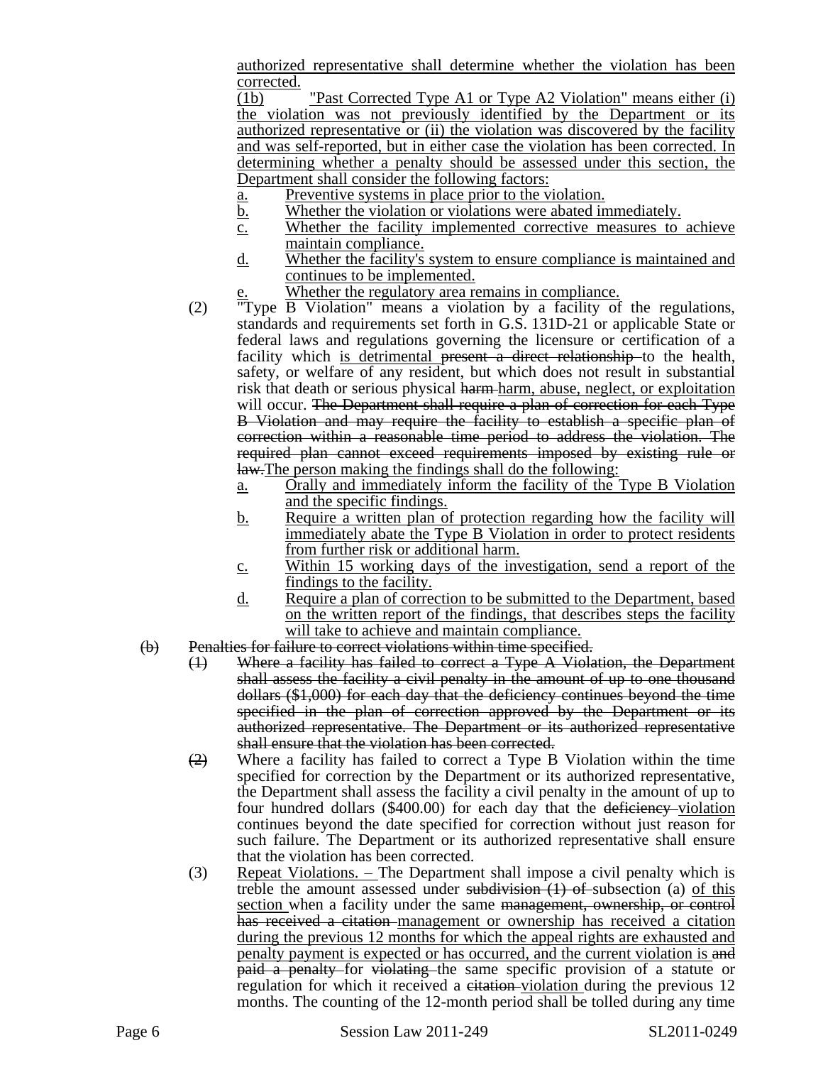authorized representative shall determine whether the violation has been corrected.

(1b) "Past Corrected Type A1 or Type A2 Violation" means either (i) the violation was not previously identified by the Department or its authorized representative or (ii) the violation was discovered by the facility and was self-reported, but in either case the violation has been corrected. In determining whether a penalty should be assessed under this section, the Department shall consider the following factors:

a. Preventive systems in place prior to the violation.
b. Whether the violation or violations were abated immediately.
c. Whether the facility implemented corrective measures to achieve maintain compliance.
d. Whether the facility's system to ensure compliance is maintained and continues to be implemented.
e. Whether the regulatory area remains in compliance.

(2) "Type B Violation" means a violation by a facility of the regulations, standards and requirements set forth in G.S. 131D-21 or applicable State or federal laws and regulations governing the licensure or certification of a facility which is detrimental ~~present a direct relationship~~ to the health, safety, or welfare of any resident, but which does not result in substantial risk that death or serious physical ~~harm~~ harm, abuse, neglect, or exploitation will occur. ~~The Department shall require a plan of correction for each Type B Violation and may require the facility to establish a specific plan of correction within a reasonable time period to address the violation. The required plan cannot exceed requirements imposed by existing rule or law.~~ The person making the findings shall do the following:

a. Orally and immediately inform the facility of the Type B Violation and the specific findings.
b. Require a written plan of protection regarding how the facility will immediately abate the Type B Violation in order to protect residents from further risk or additional harm.
c. Within 15 working days of the investigation, send a report of the findings to the facility.
d. Require a plan of correction to be submitted to the Department, based on the written report of the findings, that describes steps the facility will take to achieve and maintain compliance.

~~(b) Penalties for failure to correct violations within time specified.~~

~~(1) Where a facility has failed to correct a Type A Violation, the Department shall assess the facility a civil penalty in the amount of up to one thousand dollars ($1,000) for each day that the deficiency continues beyond the time specified in the plan of correction approved by the Department or its authorized representative. The Department or its authorized representative shall ensure that the violation has been corrected.~~

~~(2)~~ Where a facility has failed to correct a Type B Violation within the time specified for correction by the Department or its authorized representative, the Department shall assess the facility a civil penalty in the amount of up to four hundred dollars ($400.00) for each day that the ~~deficiency~~ violation continues beyond the date specified for correction without just reason for such failure. The Department or its authorized representative shall ensure that the violation has been corrected.

(3) Repeat Violations. – The Department shall impose a civil penalty which is treble the amount assessed under ~~subdivision (1) of~~ subsection (a) of this section when a facility under the same ~~management, ownership, or control has received a citation~~ management or ownership has received a citation during the previous 12 months for which the appeal rights are exhausted and penalty payment is expected or has occurred, and the current violation is ~~and paid a penalty~~ for ~~violating~~ the same specific provision of a statute or regulation for which it received a ~~citation~~ violation during the previous 12 months. The counting of the 12-month period shall be tolled during any time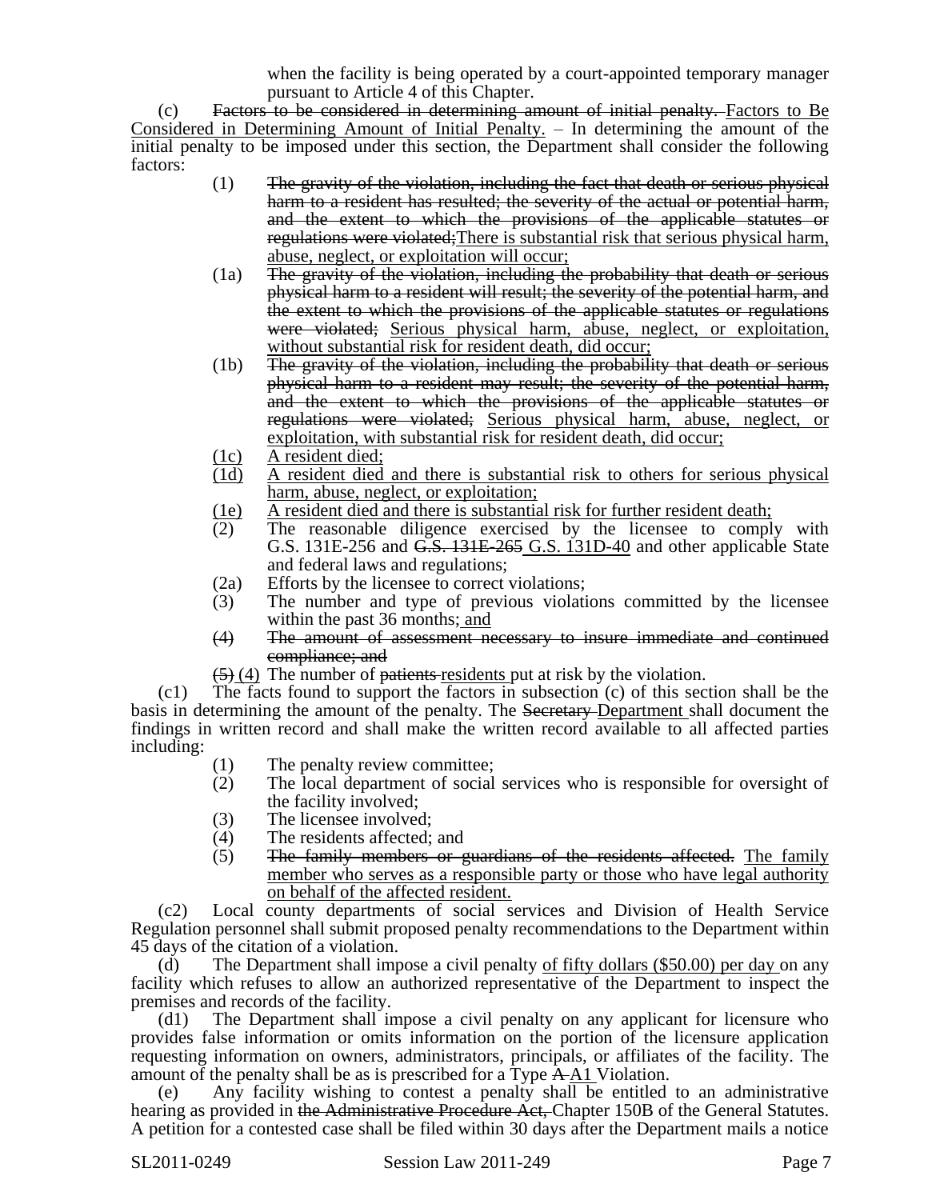when the facility is being operated by a court-appointed temporary manager pursuant to Article 4 of this Chapter.

(c) ~~Factors to be considered in determining amount of initial penalty.~~ Factors to Be Considered in Determining Amount of Initial Penalty. – In determining the amount of the initial penalty to be imposed under this section, the Department shall consider the following factors:

(1) ~~The gravity of the violation, including the fact that death or serious physical harm to a resident has resulted; the severity of the actual or potential harm, and the extent to which the provisions of the applicable statutes or regulations were violated;~~ There is substantial risk that serious physical harm, abuse, neglect, or exploitation will occur;

(1a) ~~The gravity of the violation, including the probability that death or serious physical harm to a resident will result; the severity of the potential harm, and the extent to which the provisions of the applicable statutes or regulations were violated;~~ Serious physical harm, abuse, neglect, or exploitation, without substantial risk for resident death, did occur;

(1b) ~~The gravity of the violation, including the probability that death or serious physical harm to a resident may result; the severity of the potential harm, and the extent to which the provisions of the applicable statutes or regulations were violated;~~ Serious physical harm, abuse, neglect, or exploitation, with substantial risk for resident death, did occur;

(1c) A resident died;

(1d) A resident died and there is substantial risk to others for serious physical harm, abuse, neglect, or exploitation;

(1e) A resident died and there is substantial risk for further resident death;

(2) The reasonable diligence exercised by the licensee to comply with G.S. 131E-256 and ~~G.S. 131E-265~~ G.S. 131D-40 and other applicable State and federal laws and regulations;

(2a) Efforts by the licensee to correct violations;

(3) The number and type of previous violations committed by the licensee within the past 36 months; and

~~(4) The amount of assessment necessary to insure immediate and continued compliance; and~~

~~(5)~~ (4) The number of ~~patients~~ residents put at risk by the violation.

(c1) The facts found to support the factors in subsection (c) of this section shall be the basis in determining the amount of the penalty. The ~~Secretary~~ Department shall document the findings in written record and shall make the written record available to all affected parties including:

(1) The penalty review committee;

(2) The local department of social services who is responsible for oversight of the facility involved;

(3) The licensee involved;

(4) The residents affected; and

(5) ~~The family members or guardians of the residents affected.~~ The family member who serves as a responsible party or those who have legal authority on behalf of the affected resident.

(c2) Local county departments of social services and Division of Health Service Regulation personnel shall submit proposed penalty recommendations to the Department within 45 days of the citation of a violation.

(d) The Department shall impose a civil penalty of fifty dollars ($50.00) per day on any facility which refuses to allow an authorized representative of the Department to inspect the premises and records of the facility.

(d1) The Department shall impose a civil penalty on any applicant for licensure who provides false information or omits information on the portion of the licensure application requesting information on owners, administrators, principals, or affiliates of the facility. The amount of the penalty shall be as is prescribed for a Type ~~A~~ A1 Violation.

(e) Any facility wishing to contest a penalty shall be entitled to an administrative hearing as provided in ~~the Administrative Procedure Act,~~ Chapter 150B of the General Statutes. A petition for a contested case shall be filed within 30 days after the Department mails a notice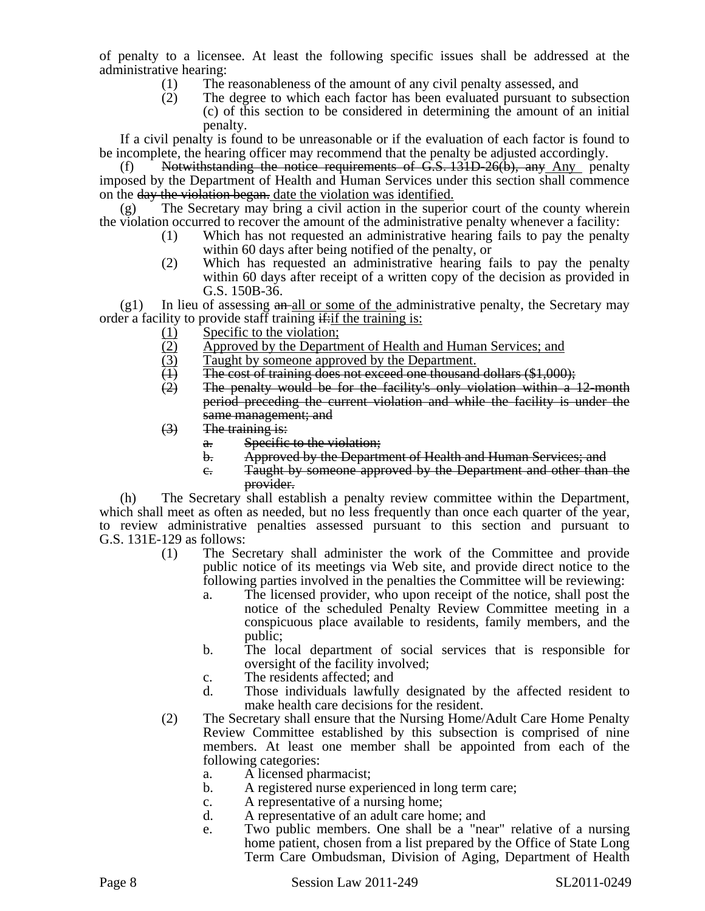of penalty to a licensee. At least the following specific issues shall be addressed at the administrative hearing:

(1) The reasonableness of the amount of any civil penalty assessed, and

(2) The degree to which each factor has been evaluated pursuant to subsection (c) of this section to be considered in determining the amount of an initial penalty.

If a civil penalty is found to be unreasonable or if the evaluation of each factor is found to be incomplete, the hearing officer may recommend that the penalty be adjusted accordingly.

(f) ~~Notwithstanding the notice requirements of G.S. 131D-26(b), any~~ Any penalty imposed by the Department of Health and Human Services under this section shall commence on the ~~day the violation began.~~ date the violation was identified.

(g) The Secretary may bring a civil action in the superior court of the county wherein the violation occurred to recover the amount of the administrative penalty whenever a facility:

(1) Which has not requested an administrative hearing fails to pay the penalty within 60 days after being notified of the penalty, or

(2) Which has requested an administrative hearing fails to pay the penalty within 60 days after receipt of a written copy of the decision as provided in G.S. 150B-36.

(g1) In lieu of assessing ~~an~~ all or some of the administrative penalty, the Secretary may order a facility to provide staff training ~~if:~~if the training is:

(1) Specific to the violation;

(2) Approved by the Department of Health and Human Services; and

(3) Taught by someone approved by the Department.

~~(1) The cost of training does not exceed one thousand dollars ($1,000);~~

~~(2) The penalty would be for the facility's only violation within a 12-month period preceding the current violation and while the facility is under the same management; and~~

~~(3) The training is:~~

~~a. Specific to the violation;~~

~~b. Approved by the Department of Health and Human Services; and~~

~~c. Taught by someone approved by the Department and other than the provider.~~

(h) The Secretary shall establish a penalty review committee within the Department, which shall meet as often as needed, but no less frequently than once each quarter of the year, to review administrative penalties assessed pursuant to this section and pursuant to G.S. 131E-129 as follows:

(1) The Secretary shall administer the work of the Committee and provide public notice of its meetings via Web site, and provide direct notice to the following parties involved in the penalties the Committee will be reviewing:

a. The licensed provider, who upon receipt of the notice, shall post the notice of the scheduled Penalty Review Committee meeting in a conspicuous place available to residents, family members, and the public;

b. The local department of social services that is responsible for oversight of the facility involved;

c. The residents affected; and

d. Those individuals lawfully designated by the affected resident to make health care decisions for the resident.

(2) The Secretary shall ensure that the Nursing Home/Adult Care Home Penalty Review Committee established by this subsection is comprised of nine members. At least one member shall be appointed from each of the following categories:

a. A licensed pharmacist;

b. A registered nurse experienced in long term care;

c. A representative of a nursing home;

d. A representative of an adult care home; and

e. Two public members. One shall be a "near" relative of a nursing home patient, chosen from a list prepared by the Office of State Long Term Care Ombudsman, Division of Aging, Department of Health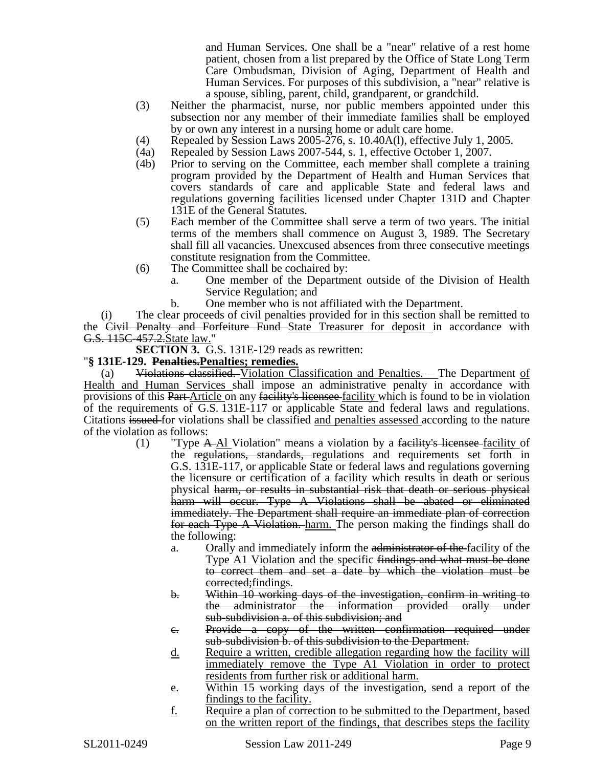and Human Services. One shall be a "near" relative of a rest home patient, chosen from a list prepared by the Office of State Long Term Care Ombudsman, Division of Aging, Department of Health and Human Services. For purposes of this subdivision, a "near" relative is a spouse, sibling, parent, child, grandparent, or grandchild.

(3) Neither the pharmacist, nurse, nor public members appointed under this subsection nor any member of their immediate families shall be employed by or own any interest in a nursing home or adult care home.

(4) Repealed by Session Laws 2005-276, s. 10.40A(l), effective July 1, 2005.

(4a) Repealed by Session Laws 2007-544, s. 1, effective October 1, 2007.

(4b) Prior to serving on the Committee, each member shall complete a training program provided by the Department of Health and Human Services that covers standards of care and applicable State and federal laws and regulations governing facilities licensed under Chapter 131D and Chapter 131E of the General Statutes.

(5) Each member of the Committee shall serve a term of two years. The initial terms of the members shall commence on August 3, 1989. The Secretary shall fill all vacancies. Unexcused absences from three consecutive meetings constitute resignation from the Committee.

(6) The Committee shall be cochaired by:

a. One member of the Department outside of the Division of Health Service Regulation; and

b. One member who is not affiliated with the Department.

(i) The clear proceeds of civil penalties provided for in this section shall be remitted to the ~~Civil Penalty and Forfeiture Fund~~ State Treasurer for deposit in accordance with ~~G.S. 115C-457.2.~~State law."

**SECTION 3.** G.S. 131E-129 reads as rewritten:

"**§ 131E-129. ~~Penalties.~~Penalties; remedies.**

(a) ~~Violations classified.~~ Violation Classification and Penalties. – The Department of Health and Human Services shall impose an administrative penalty in accordance with provisions of this ~~Part~~ Article on any ~~facility's licensee~~ facility which is found to be in violation of the requirements of G.S. 131E-117 or applicable State and federal laws and regulations. Citations ~~issued~~ for violations shall be classified and penalties assessed according to the nature of the violation as follows:

(1) "Type ~~A~~ A1 Violation" means a violation by a ~~facility's licensee~~ facility of the ~~regulations, standards,~~ regulations and requirements set forth in G.S. 131E-117, or applicable State or federal laws and regulations governing the licensure or certification of a facility which results in death or serious physical ~~harm, or results in substantial risk that death or serious physical harm will occur. Type A Violations shall be abated or eliminated immediately. The Department shall require an immediate plan of correction for each Type A Violation.~~ harm. The person making the findings shall do the following:

a. Orally and immediately inform the ~~administrator of the~~ facility of the Type A1 Violation and the specific ~~findings and what must be done to correct them and set a date by which the violation must be corrected;~~findings.

~~b. Within 10 working days of the investigation, confirm in writing to the administrator the information provided orally under sub-subdivision a. of this subdivision; and~~

~~c. Provide a copy of the written confirmation required under sub-subdivision b. of this subdivision to the Department.~~

d. Require a written, credible allegation regarding how the facility will immediately remove the Type A1 Violation in order to protect residents from further risk or additional harm.

e. Within 15 working days of the investigation, send a report of the findings to the facility.

f. Require a plan of correction to be submitted to the Department, based on the written report of the findings, that describes steps the facility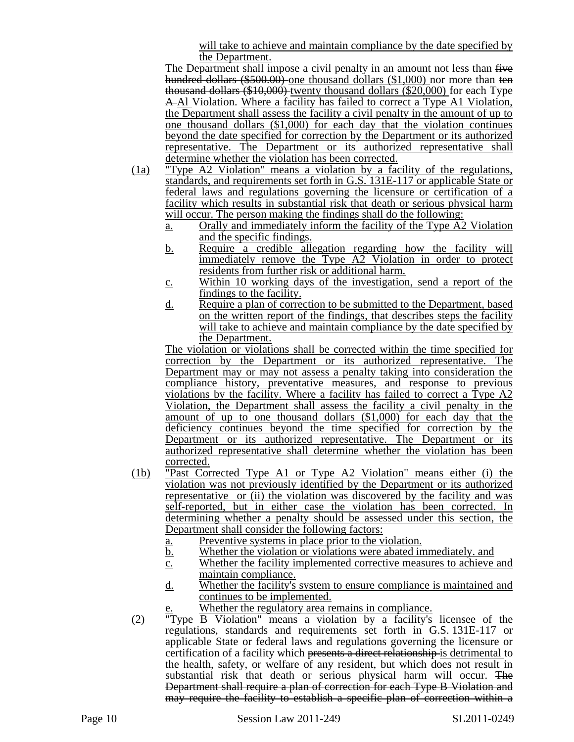will take to achieve and maintain compliance by the date specified by the Department.

The Department shall impose a civil penalty in an amount not less than ~~five hundred dollars ($500.00)~~ one thousand dollars ($1,000) nor more than ~~ten thousand dollars ($10,000)~~ twenty thousand dollars ($20,000) for each Type ~~A~~ Al Violation. Where a facility has failed to correct a Type A1 Violation, the Department shall assess the facility a civil penalty in the amount of up to one thousand dollars ($1,000) for each day that the violation continues beyond the date specified for correction by the Department or its authorized representative. The Department or its authorized representative shall determine whether the violation has been corrected.

(1a) "Type A2 Violation" means a violation by a facility of the regulations, standards, and requirements set forth in G.S. 131E-117 or applicable State or federal laws and regulations governing the licensure or certification of a facility which results in substantial risk that death or serious physical harm will occur. The person making the findings shall do the following:

a. Orally and immediately inform the facility of the Type A2 Violation and the specific findings.
b. Require a credible allegation regarding how the facility will immediately remove the Type A2 Violation in order to protect residents from further risk or additional harm.
c. Within 10 working days of the investigation, send a report of the findings to the facility.
d. Require a plan of correction to be submitted to the Department, based on the written report of the findings, that describes steps the facility will take to achieve and maintain compliance by the date specified by the Department.

The violation or violations shall be corrected within the time specified for correction by the Department or its authorized representative. The Department may or may not assess a penalty taking into consideration the compliance history, preventative measures, and response to previous violations by the facility. Where a facility has failed to correct a Type A2 Violation, the Department shall assess the facility a civil penalty in the amount of up to one thousand dollars ($1,000) for each day that the deficiency continues beyond the time specified for correction by the Department or its authorized representative. The Department or its authorized representative shall determine whether the violation has been corrected.

(1b) "Past Corrected Type A1 or Type A2 Violation" means either (i) the violation was not previously identified by the Department or its authorized representative or (ii) the violation was discovered by the facility and was self-reported, but in either case the violation has been corrected. In determining whether a penalty should be assessed under this section, the Department shall consider the following factors:

a. Preventive systems in place prior to the violation.
b. Whether the violation or violations were abated immediately. and
c. Whether the facility implemented corrective measures to achieve and maintain compliance.
d. Whether the facility's system to ensure compliance is maintained and continues to be implemented.
e. Whether the regulatory area remains in compliance.

(2) "Type B Violation" means a violation by a facility's licensee of the regulations, standards and requirements set forth in G.S. 131E-117 or applicable State or federal laws and regulations governing the licensure or certification of a facility which ~~presents a direct relationship~~ is detrimental to the health, safety, or welfare of any resident, but which does not result in substantial risk that death or serious physical harm will occur. ~~The Department shall require a plan of correction for each Type B Violation and may require the facility to establish a specific plan of correction within a~~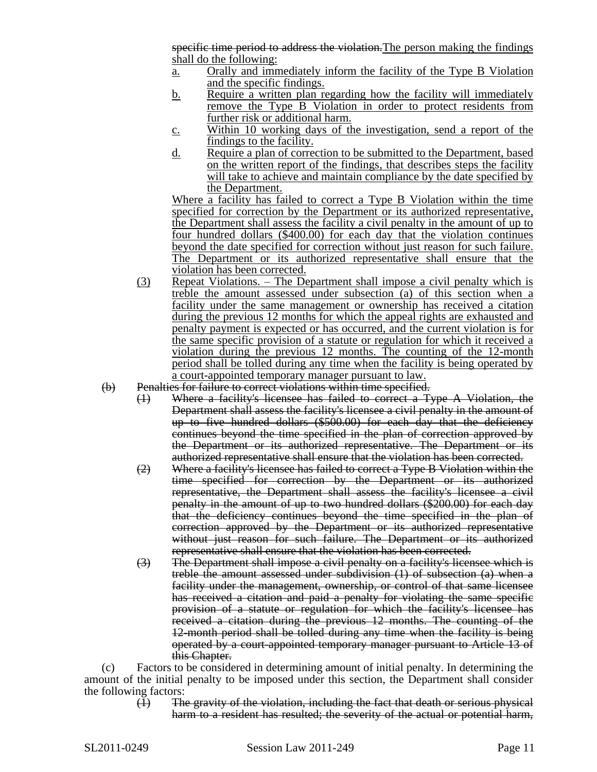~~specific time period to address the violation.~~<u>The person making the findings shall do the following:</u>

<u>a. Orally and immediately inform the facility of the Type B Violation and the specific findings.</u>

<u>b. Require a written plan regarding how the facility will immediately remove the Type B Violation in order to protect residents from further risk or additional harm.</u>

<u>c. Within 10 working days of the investigation, send a report of the findings to the facility.</u>

<u>d. Require a plan of correction to be submitted to the Department, based on the written report of the findings, that describes steps the facility will take to achieve and maintain compliance by the date specified by the Department.</u>

<u>Where a facility has failed to correct a Type B Violation within the time specified for correction by the Department or its authorized representative, the Department shall assess the facility a civil penalty in the amount of up to four hundred dollars ($400.00) for each day that the violation continues beyond the date specified for correction without just reason for such failure. The Department or its authorized representative shall ensure that the violation has been corrected.</u>

<u>(3) Repeat Violations. – The Department shall impose a civil penalty which is treble the amount assessed under subsection (a) of this section when a facility under the same management or ownership has received a citation during the previous 12 months for which the appeal rights are exhausted and penalty payment is expected or has occurred, and the current violation is for the same specific provision of a statute or regulation for which it received a violation during the previous 12 months. The counting of the 12-month period shall be tolled during any time when the facility is being operated by a court-appointed temporary manager pursuant to law.</u>

~~(b) Penalties for failure to correct violations within time specified.~~

~~(1) Where a facility's licensee has failed to correct a Type A Violation, the Department shall assess the facility's licensee a civil penalty in the amount of up to five hundred dollars ($500.00) for each day that the deficiency continues beyond the time specified in the plan of correction approved by the Department or its authorized representative. The Department or its authorized representative shall ensure that the violation has been corrected.~~

~~(2) Where a facility's licensee has failed to correct a Type B Violation within the time specified for correction by the Department or its authorized representative, the Department shall assess the facility's licensee a civil penalty in the amount of up to two hundred dollars ($200.00) for each day that the deficiency continues beyond the time specified in the plan of correction approved by the Department or its authorized representative without just reason for such failure. The Department or its authorized representative shall ensure that the violation has been corrected.~~

~~(3) The Department shall impose a civil penalty on a facility's licensee which is treble the amount assessed under subdivision (1) of subsection (a) when a facility under the management, ownership, or control of that same licensee has received a citation and paid a penalty for violating the same specific provision of a statute or regulation for which the facility's licensee has received a citation during the previous 12 months. The counting of the 12-month period shall be tolled during any time when the facility is being operated by a court-appointed temporary manager pursuant to Article 13 of this Chapter.~~

(c) Factors to be considered in determining amount of initial penalty. In determining the amount of the initial penalty to be imposed under this section, the Department shall consider the following factors:

~~(1) The gravity of the violation, including the fact that death or serious physical harm to a resident has resulted; the severity of the actual or potential harm,~~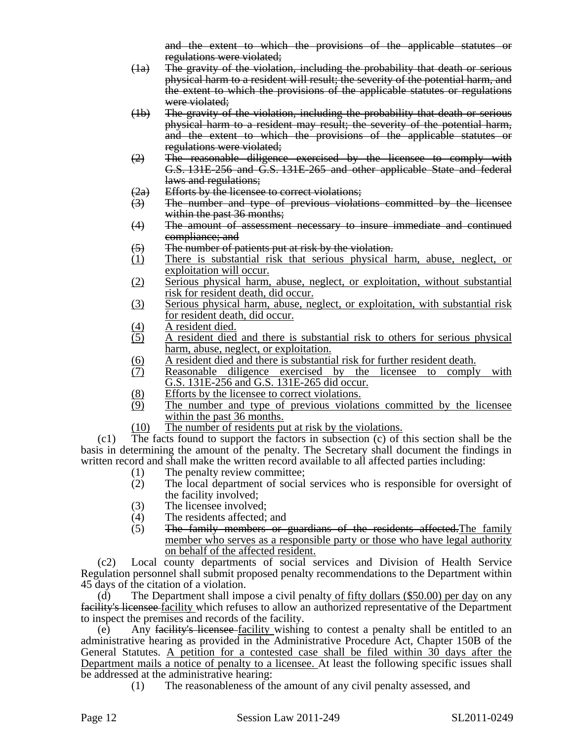and the extent to which the provisions of the applicable statutes or regulations were violated;

~~(1a) The gravity of the violation, including the probability that death or serious physical harm to a resident will result; the severity of the potential harm, and the extent to which the provisions of the applicable statutes or regulations were violated;~~

~~(1b) The gravity of the violation, including the probability that death or serious physical harm to a resident may result; the severity of the potential harm, and the extent to which the provisions of the applicable statutes or regulations were violated;~~

~~(2) The reasonable diligence exercised by the licensee to comply with G.S. 131E-256 and G.S. 131E-265 and other applicable State and federal laws and regulations;~~

~~(2a) Efforts by the licensee to correct violations;~~

~~(3) The number and type of previous violations committed by the licensee within the past 36 months;~~

~~(4) The amount of assessment necessary to insure immediate and continued compliance; and~~

~~(5) The number of patients put at risk by the violation.~~

<u>(1) There is substantial risk that serious physical harm, abuse, neglect, or exploitation will occur.</u>

<u>(2) Serious physical harm, abuse, neglect, or exploitation, without substantial risk for resident death, did occur.</u>

<u>(3) Serious physical harm, abuse, neglect, or exploitation, with substantial risk for resident death, did occur.</u>

<u>(4) A resident died.</u>

<u>(5) A resident died and there is substantial risk to others for serious physical harm, abuse, neglect, or exploitation.</u>

<u>(6) A resident died and there is substantial risk for further resident death.</u>

<u>(7) Reasonable diligence exercised by the licensee to comply with G.S. 131E-256 and G.S. 131E-265 did occur.</u>

<u>(8) Efforts by the licensee to correct violations.</u>

<u>(9) The number and type of previous violations committed by the licensee within the past 36 months.</u>

<u>(10) The number of residents put at risk by the violations.</u>

(c1) The facts found to support the factors in subsection (c) of this section shall be the basis in determining the amount of the penalty. The Secretary shall document the findings in written record and shall make the written record available to all affected parties including:

(1) The penalty review committee;

(2) The local department of social services who is responsible for oversight of the facility involved;

(3) The licensee involved;

(4) The residents affected; and

(5) ~~The family members or guardians of the residents affected.~~<u>The family member who serves as a responsible party or those who have legal authority on behalf of the affected resident.</u>

(c2) Local county departments of social services and Division of Health Service Regulation personnel shall submit proposed penalty recommendations to the Department within 45 days of the citation of a violation.

(d) The Department shall impose a civil penalty<u> of fifty dollars ($50.00) per day</u> on any ~~facility's licensee~~ <u>facility</u> which refuses to allow an authorized representative of the Department to inspect the premises and records of the facility.

(e) Any ~~facility's licensee~~ <u>facility</u> wishing to contest a penalty shall be entitled to an administrative hearing as provided in the Administrative Procedure Act, Chapter 150B of the General Statutes. <u>A petition for a contested case shall be filed within 30 days after the Department mails a notice of penalty to a licensee.</u> At least the following specific issues shall be addressed at the administrative hearing:

(1) The reasonableness of the amount of any civil penalty assessed, and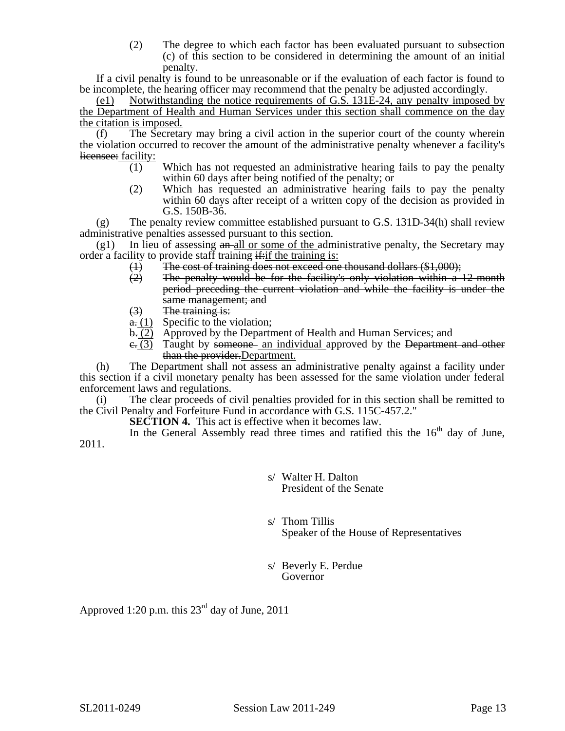(2) The degree to which each factor has been evaluated pursuant to subsection (c) of this section to be considered in determining the amount of an initial penalty.

If a civil penalty is found to be unreasonable or if the evaluation of each factor is found to be incomplete, the hearing officer may recommend that the penalty be adjusted accordingly.

(e1) Notwithstanding the notice requirements of G.S. 131E-24, any penalty imposed by the Department of Health and Human Services under this section shall commence on the day the citation is imposed.

(f) The Secretary may bring a civil action in the superior court of the county wherein the violation occurred to recover the amount of the administrative penalty whenever a ~~facility's licensee:~~ facility:

(1) Which has not requested an administrative hearing fails to pay the penalty within 60 days after being notified of the penalty; or

(2) Which has requested an administrative hearing fails to pay the penalty within 60 days after receipt of a written copy of the decision as provided in G.S. 150B-36.

(g) The penalty review committee established pursuant to G.S. 131D-34(h) shall review administrative penalties assessed pursuant to this section.

(g1) In lieu of assessing ~~an~~ all or some of the administrative penalty, the Secretary may order a facility to provide staff training ~~if:~~if the training is:

~~(1) The cost of training does not exceed one thousand dollars ($1,000);~~

~~(2) The penalty would be for the facility's only violation within a 12 month period preceding the current violation and while the facility is under the same management; and~~

~~(3) The training is:~~

~~a.~~ (1) Specific to the violation;

~~b.~~ (2) Approved by the Department of Health and Human Services; and

~~c.~~ (3) Taught by ~~someone~~ an individual approved by the ~~Department and other than the provider.~~Department.

(h) The Department shall not assess an administrative penalty against a facility under this section if a civil monetary penalty has been assessed for the same violation under federal enforcement laws and regulations.

(i) The clear proceeds of civil penalties provided for in this section shall be remitted to the Civil Penalty and Forfeiture Fund in accordance with G.S. 115C-457.2."

**SECTION 4.** This act is effective when it becomes law.

In the General Assembly read three times and ratified this the 16th day of June, 2011.

s/ Walter H. Dalton
President of the Senate

s/ Thom Tillis
Speaker of the House of Representatives

s/ Beverly E. Perdue
Governor

Approved 1:20 p.m. this 23rd day of June, 2011